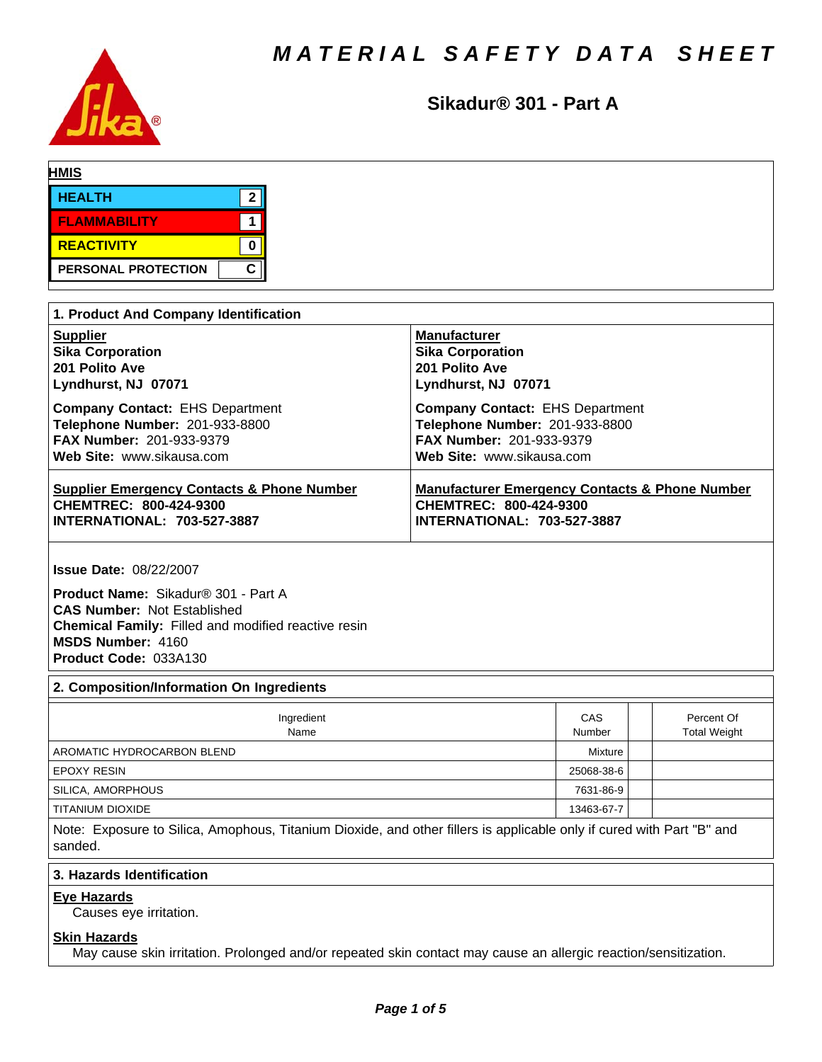#### *M A T E R I A L   S A F E T Y   D A T A   S H E E T*

# Sikadur® 301 - Part A

**HMIS**

| | |
|---|---|
| HEALTH | 2 |
| FLAMMABILITY | 1 |
| REACTIVITY | 0 |
| PERSONAL PROTECTION | C |

## 1. Product And Company Identification

**Supplier**
**Sika Corporation**
**201 Polito Ave**
**Lyndhurst, NJ  07071**

**Company Contact:** EHS Department
**Telephone Number:** 201-933-8800
**FAX Number:** 201-933-9379
**Web Site:** www.sikausa.com

**Manufacturer**
**Sika Corporation**
**201 Polito Ave**
**Lyndhurst, NJ  07071**

**Company Contact:** EHS Department
**Telephone Number:** 201-933-8800
**FAX Number:** 201-933-9379
**Web Site:** www.sikausa.com

**Supplier Emergency Contacts & Phone Number**
**CHEMTREC:  800-424-9300**
**INTERNATIONAL:  703-527-3887**

**Manufacturer Emergency Contacts & Phone Number**
**CHEMTREC:  800-424-9300**
**INTERNATIONAL:  703-527-3887**

**Issue Date:** 08/22/2007

**Product Name:** Sikadur® 301 - Part A
**CAS Number:** Not Established
**Chemical Family:** Filled and modified reactive resin
**MSDS Number:** 4160
**Product Code:** 033A130

## 2. Composition/Information On Ingredients

| Ingredient Name | CAS Number | | Percent Of Total Weight |
|---|---|---|---|
| AROMATIC HYDROCARBON BLEND | Mixture | | |
| EPOXY RESIN | 25068-38-6 | | |
| SILICA, AMORPHOUS | 7631-86-9 | | |
| TITANIUM DIOXIDE | 13463-67-7 | | |

Note: Exposure to Silica, Amophous, Titanium Dioxide, and other fillers is applicable only if cured with Part "B" and sanded.

## 3. Hazards Identification

**Eye Hazards**

Causes eye irritation.

**Skin Hazards**

May cause skin irritation. Prolonged and/or repeated skin contact may cause an allergic reaction/sensitization.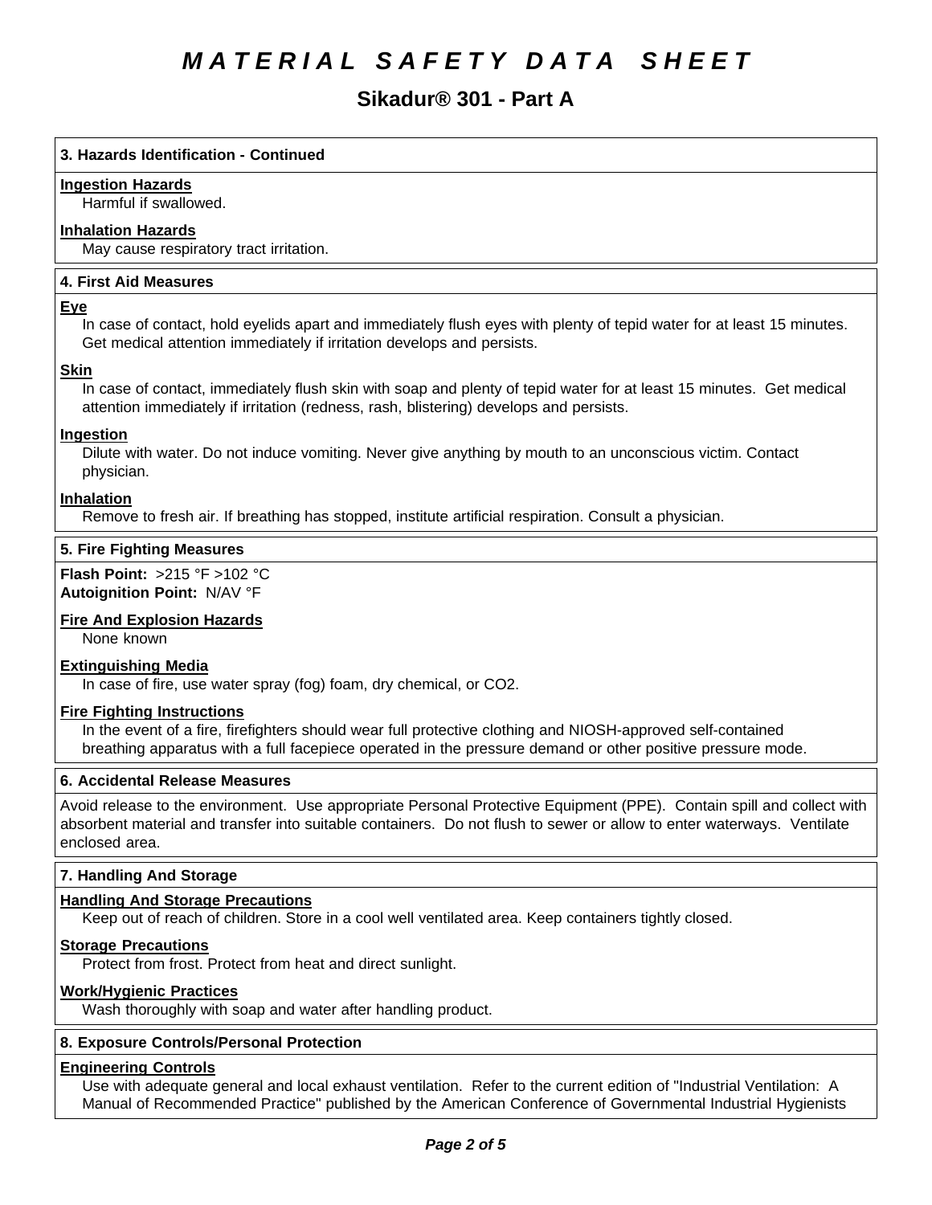# MATERIAL SAFETY DATA SHEET

## Sikadur® 301 - Part A

### 3. Hazards Identification - Continued

**Ingestion Hazards**

Harmful if swallowed.

**Inhalation Hazards**

May cause respiratory tract irritation.

### 4. First Aid Measures

**Eye**

In case of contact, hold eyelids apart and immediately flush eyes with plenty of tepid water for at least 15 minutes. Get medical attention immediately if irritation develops and persists.

**Skin**

In case of contact, immediately flush skin with soap and plenty of tepid water for at least 15 minutes. Get medical attention immediately if irritation (redness, rash, blistering) develops and persists.

**Ingestion**

Dilute with water. Do not induce vomiting. Never give anything by mouth to an unconscious victim. Contact physician.

**Inhalation**

Remove to fresh air. If breathing has stopped, institute artificial respiration. Consult a physician.

### 5. Fire Fighting Measures

**Flash Point:** >215 °F >102 °C
**Autoignition Point:** N/AV °F

**Fire And Explosion Hazards**

None known

**Extinguishing Media**

In case of fire, use water spray (fog) foam, dry chemical, or $CO_2$.

**Fire Fighting Instructions**

In the event of a fire, firefighters should wear full protective clothing and NIOSH-approved self-contained breathing apparatus with a full facepiece operated in the pressure demand or other positive pressure mode.

### 6. Accidental Release Measures

Avoid release to the environment. Use appropriate Personal Protective Equipment (PPE). Contain spill and collect with absorbent material and transfer into suitable containers. Do not flush to sewer or allow to enter waterways. Ventilate enclosed area.

### 7. Handling And Storage

**Handling And Storage Precautions**

Keep out of reach of children. Store in a cool well ventilated area. Keep containers tightly closed.

**Storage Precautions**

Protect from frost. Protect from heat and direct sunlight.

**Work/Hygienic Practices**

Wash thoroughly with soap and water after handling product.

### 8. Exposure Controls/Personal Protection

**Engineering Controls**

Use with adequate general and local exhaust ventilation. Refer to the current edition of "Industrial Ventilation: A Manual of Recommended Practice" published by the American Conference of Governmental Industrial Hygienists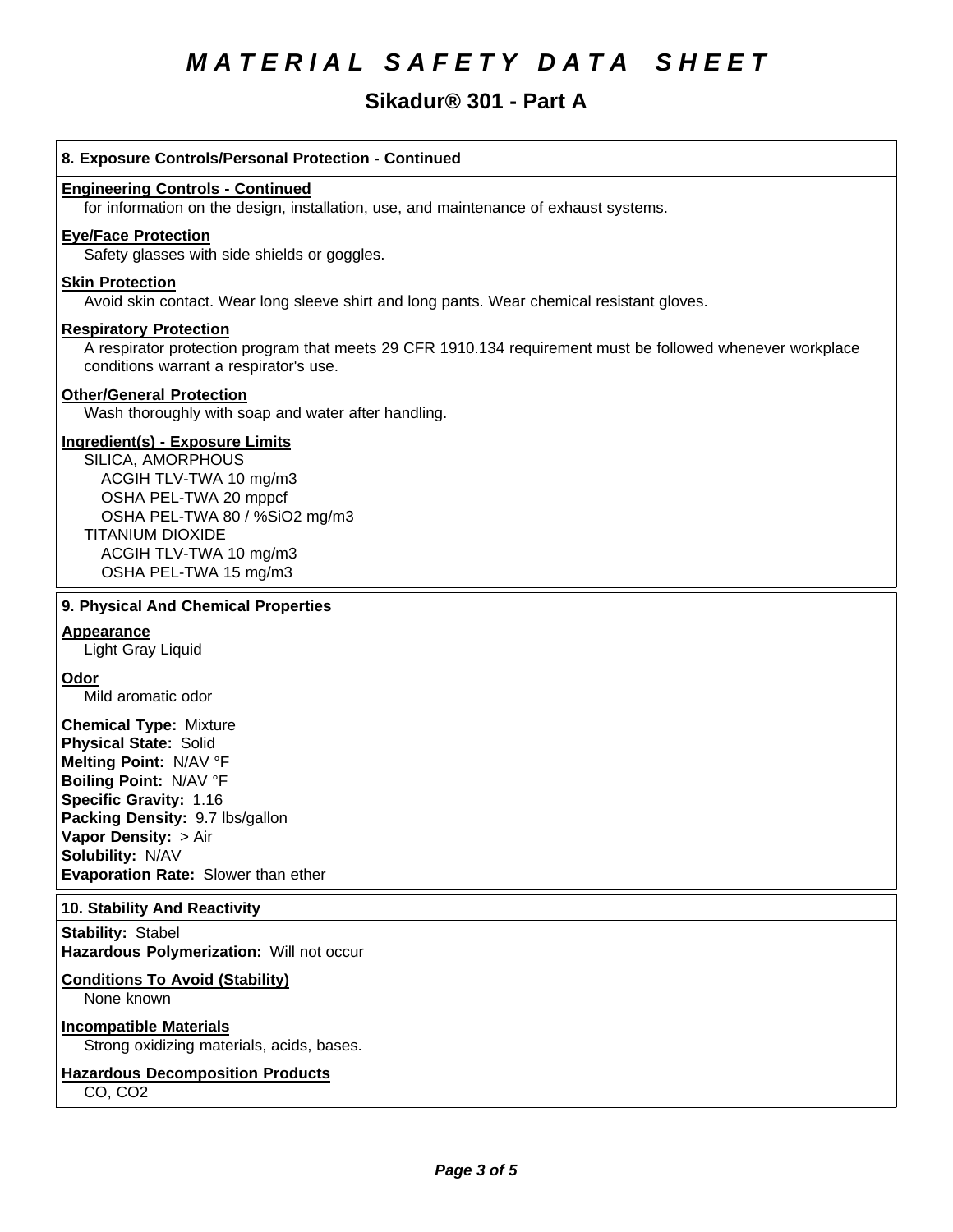# MATERIAL SAFETY DATA SHEET

## Sikadur® 301 - Part A

### 8. Exposure Controls/Personal Protection - Continued

**Engineering Controls - Continued**

for information on the design, installation, use, and maintenance of exhaust systems.

**Eye/Face Protection**

Safety glasses with side shields or goggles.

**Skin Protection**

Avoid skin contact. Wear long sleeve shirt and long pants. Wear chemical resistant gloves.

**Respiratory Protection**

A respirator protection program that meets 29 CFR 1910.134 requirement must be followed whenever workplace conditions warrant a respirator's use.

**Other/General Protection**

Wash thoroughly with soap and water after handling.

**Ingredient(s) - Exposure Limits**

SILICA, AMORPHOUS
- ACGIH TLV-TWA 10 mg/m3
- OSHA PEL-TWA 20 mppcf
- OSHA PEL-TWA 80 / %SiO2 mg/m3

TITANIUM DIOXIDE
- ACGIH TLV-TWA 10 mg/m3
- OSHA PEL-TWA 15 mg/m3

### 9. Physical And Chemical Properties

**Appearance**

Light Gray Liquid

**Odor**

Mild aromatic odor

**Chemical Type:** Mixture
**Physical State:** Solid
**Melting Point:** N/AV °F
**Boiling Point:** N/AV °F
**Specific Gravity:** 1.16
**Packing Density:** 9.7 lbs/gallon
**Vapor Density:** > Air
**Solubility:** N/AV
**Evaporation Rate:** Slower than ether

### 10. Stability And Reactivity

**Stability:** Stabel
**Hazardous Polymerization:** Will not occur

**Conditions To Avoid (Stability)**

None known

**Incompatible Materials**

Strong oxidizing materials, acids, bases.

**Hazardous Decomposition Products**

CO, CO2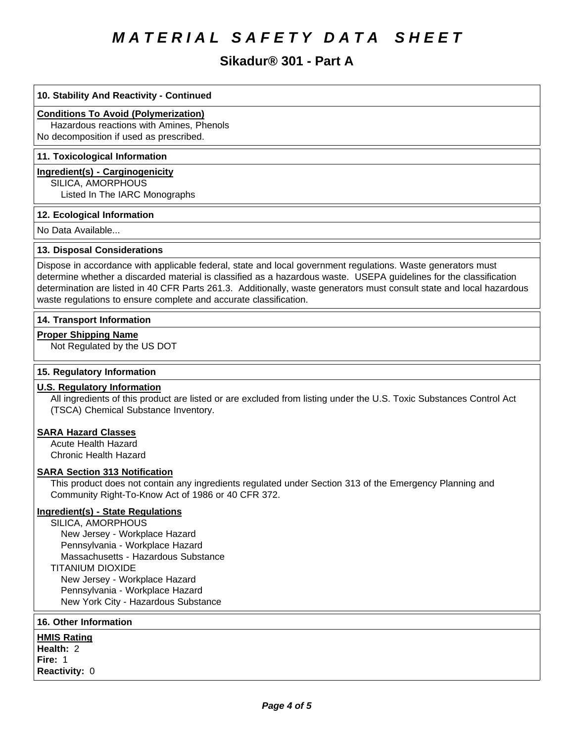# MATERIAL SAFETY DATA SHEET

## Sikadur® 301 - Part A

### 10. Stability And Reactivity - Continued

**Conditions To Avoid (Polymerization)**

Hazardous reactions with Amines, Phenols
No decomposition if used as prescribed.

### 11. Toxicological Information

**Ingredient(s) - Carginogenicity**

SILICA, AMORPHOUS
Listed In The IARC Monographs

### 12. Ecological Information

No Data Available...

### 13. Disposal Considerations

Dispose in accordance with applicable federal, state and local government regulations. Waste generators must determine whether a discarded material is classified as a hazardous waste. USEPA guidelines for the classification determination are listed in 40 CFR Parts 261.3. Additionally, waste generators must consult state and local hazardous waste regulations to ensure complete and accurate classification.

### 14. Transport Information

**Proper Shipping Name**

Not Regulated by the US DOT

### 15. Regulatory Information

**U.S. Regulatory Information**

All ingredients of this product are listed or are excluded from listing under the U.S. Toxic Substances Control Act (TSCA) Chemical Substance Inventory.

**SARA Hazard Classes**

Acute Health Hazard
Chronic Health Hazard

**SARA Section 313 Notification**

This product does not contain any ingredients regulated under Section 313 of the Emergency Planning and Community Right-To-Know Act of 1986 or 40 CFR 372.

**Ingredient(s) - State Regulations**

SILICA, AMORPHOUS
New Jersey - Workplace Hazard
Pennsylvania - Workplace Hazard
Massachusetts - Hazardous Substance
TITANIUM DIOXIDE
New Jersey - Workplace Hazard
Pennsylvania - Workplace Hazard
New York City - Hazardous Substance

### 16. Other Information

**HMIS Rating**

**Health:** 2
**Fire:** 1
**Reactivity:** 0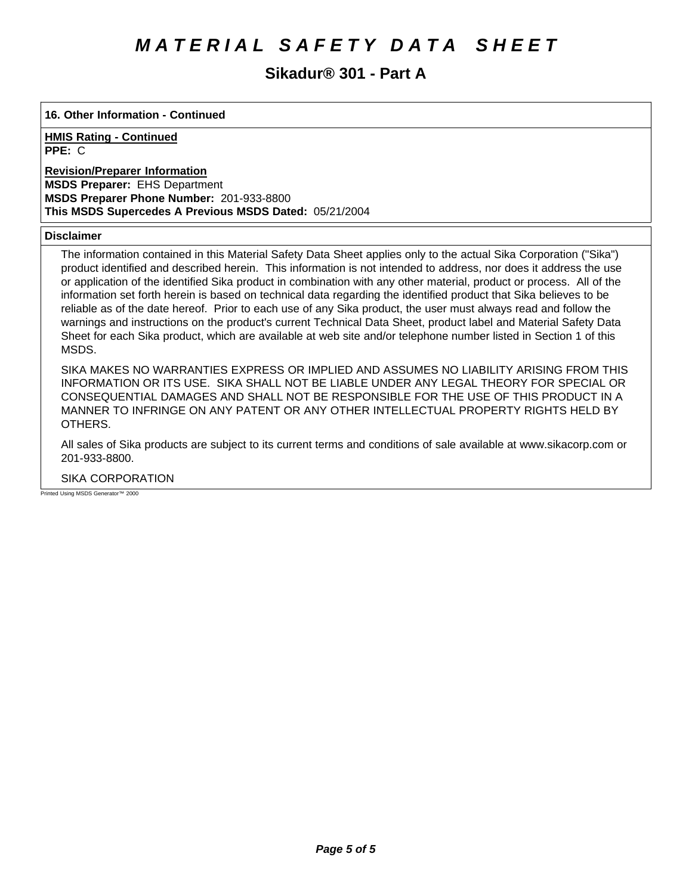### 16. Other Information - Continued

**HMIS Rating - Continued**
**PPE:** C

**Revision/Preparer Information**
**MSDS Preparer:** EHS Department
**MSDS Preparer Phone Number:** 201-933-8800
**This MSDS Supercedes A Previous MSDS Dated:** 05/21/2004

### Disclaimer

The information contained in this Material Safety Data Sheet applies only to the actual Sika Corporation ("Sika") product identified and described herein. This information is not intended to address, nor does it address the use or application of the identified Sika product in combination with any other material, product or process. All of the information set forth herein is based on technical data regarding the identified product that Sika believes to be reliable as of the date hereof. Prior to each use of any Sika product, the user must always read and follow the warnings and instructions on the product's current Technical Data Sheet, product label and Material Safety Data Sheet for each Sika product, which are available at web site and/or telephone number listed in Section 1 of this MSDS.

SIKA MAKES NO WARRANTIES EXPRESS OR IMPLIED AND ASSUMES NO LIABILITY ARISING FROM THIS INFORMATION OR ITS USE. SIKA SHALL NOT BE LIABLE UNDER ANY LEGAL THEORY FOR SPECIAL OR CONSEQUENTIAL DAMAGES AND SHALL NOT BE RESPONSIBLE FOR THE USE OF THIS PRODUCT IN A MANNER TO INFRINGE ON ANY PATENT OR ANY OTHER INTELLECTUAL PROPERTY RIGHTS HELD BY OTHERS.

All sales of Sika products are subject to its current terms and conditions of sale available at www.sikacorp.com or 201-933-8800.

SIKA CORPORATION

Printed Using MSDS Generator™ 2000